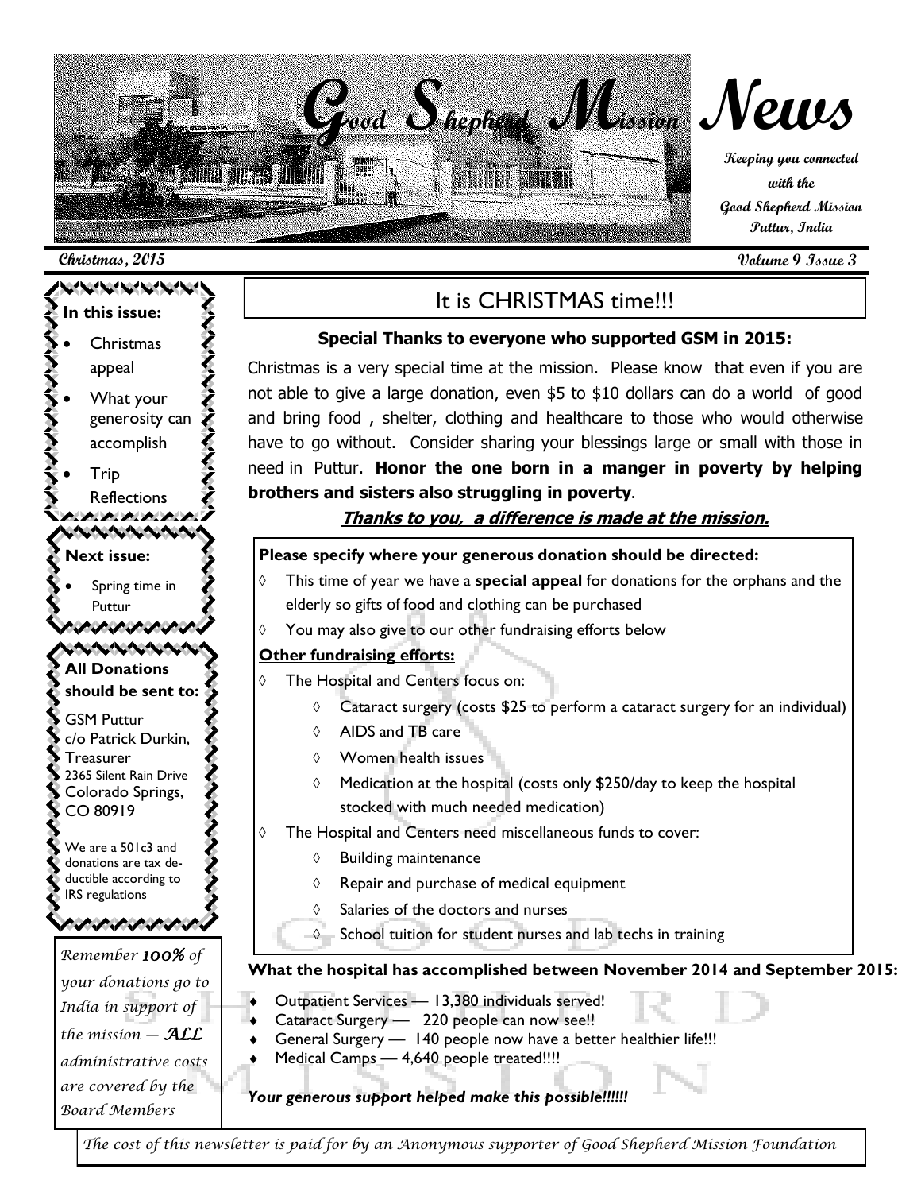# Good Shepherd Mission News

**Keeping you connected with the Good Shepherd Mission Puttur, India**

**Christmas, 2015** **Volume 9 Issue 3**

**In this issue:**

- Christmas appeal
- What your generosity can accomplish
- Trip Reflections

**Next issue:**

- Spring time in Puttur

**All Donations should be sent to:**

GSM Puttur
c/o Patrick Durkin, Treasurer
2365 Silent Rain Drive
Colorado Springs, CO 80919

We are a 501c3 and donations are tax deductible according to IRS regulations

*Remember **100%** of your donations go to India in support of the mission — **ALL** administrative costs are covered by the Board Members*

## It is CHRISTMAS time!!!

**Special Thanks to everyone who supported GSM in 2015:**

Christmas is a very special time at the mission. Please know that even if you are not able to give a large donation, even $5 to $10 dollars can do a world of good and bring food , shelter, clothing and healthcare to those who would otherwise have to go without. Consider sharing your blessings large or small with those in need in Puttur. **Honor the one born in a manger in poverty by helping brothers and sisters also struggling in poverty**.

***Thanks to you, a difference is made at the mission.***

**Please specify where your generous donation should be directed:**

- This time of year we have a **special appeal** for donations for the orphans and the elderly so gifts of food and clothing can be purchased
- You may also give to our other fundraising efforts below

**Other fundraising efforts:**

- The Hospital and Centers focus on:
  - Cataract surgery (costs $25 to perform a cataract surgery for an individual)
  - AIDS and TB care
  - Women health issues
  - Medication at the hospital (costs only $250/day to keep the hospital stocked with much needed medication)
- The Hospital and Centers need miscellaneous funds to cover:
  - Building maintenance
  - Repair and purchase of medical equipment
  - Salaries of the doctors and nurses
  - School tuition for student nurses and lab techs in training

**What the hospital has accomplished between November 2014 and September 2015:**

- Outpatient Services — 13,380 individuals served!
- Cataract Surgery — 220 people can now see!!
- General Surgery — 140 people now have a better healthier life!!!
- Medical Camps — 4,640 people treated!!!!

***Your generous support helped make this possible!!!!!!***

*The cost of this newsletter is paid for by an Anonymous supporter of Good Shepherd Mission Foundation*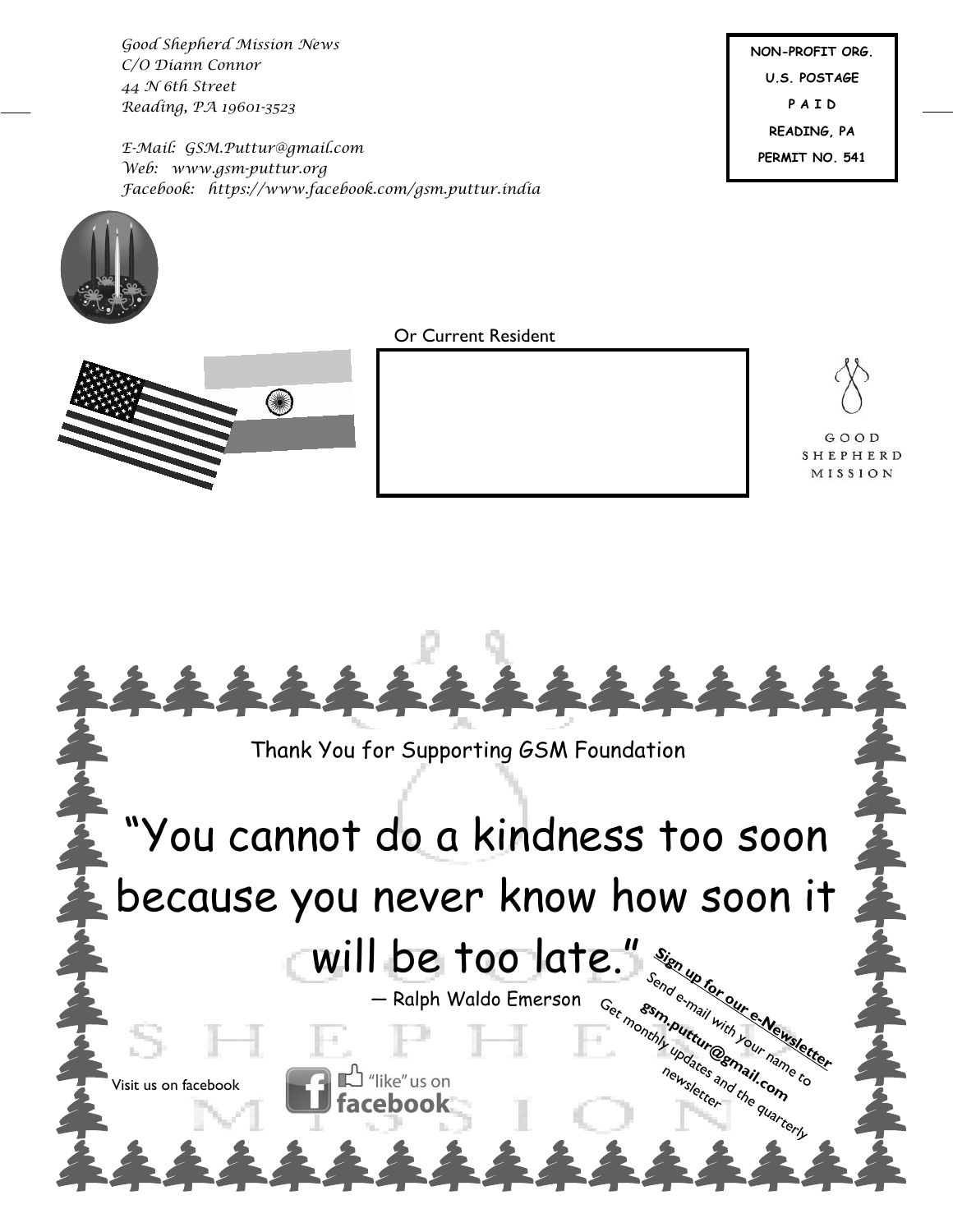*Good Shepherd Mission News*
*C/O Diann Connor*
*44 N 6th Street*
*Reading, PA 19601-3523*

*E-Mail: GSM.Puttur@gmail.com*
*Web: www.gsm-puttur.org*
*Facebook: https://www.facebook.com/gsm.puttur.india*

NON-PROFIT ORG.
U.S. POSTAGE
P A I D
READING, PA
PERMIT NO. 541

Or Current Resident

GOOD SHEPHERD MISSION

Thank You for Supporting GSM Foundation

“You cannot do a kindness too soon because you never know how soon it will be too late.”

— Ralph Waldo Emerson

**Sign up for our e-Newsletter**
Send e-mail with your name to
**gsm.puttur@gmail.com**
Get monthly updates and the quarterly newsletter

Visit us on facebook

“like” us on **facebook**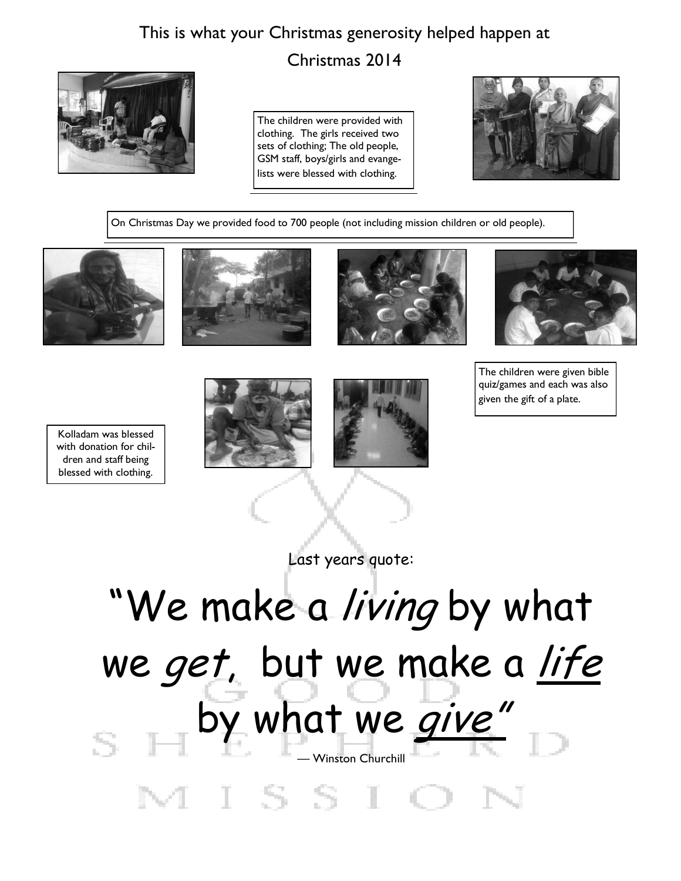This is what your Christmas generosity helped happen at

Christmas 2014

The children were provided with clothing. The girls received two sets of clothing; The old people, GSM staff, boys/girls and evangelists were blessed with clothing.

On Christmas Day we provided food to 700 people (not including mission children or old people).

The children were given bible quiz/games and each was also given the gift of a plate.

Kolladam was blessed with donation for children and staff being blessed with clothing.

Last years quote:

# "We make a *living* by what we *get*, but we make a *life* by what we *give*"

— Winston Churchill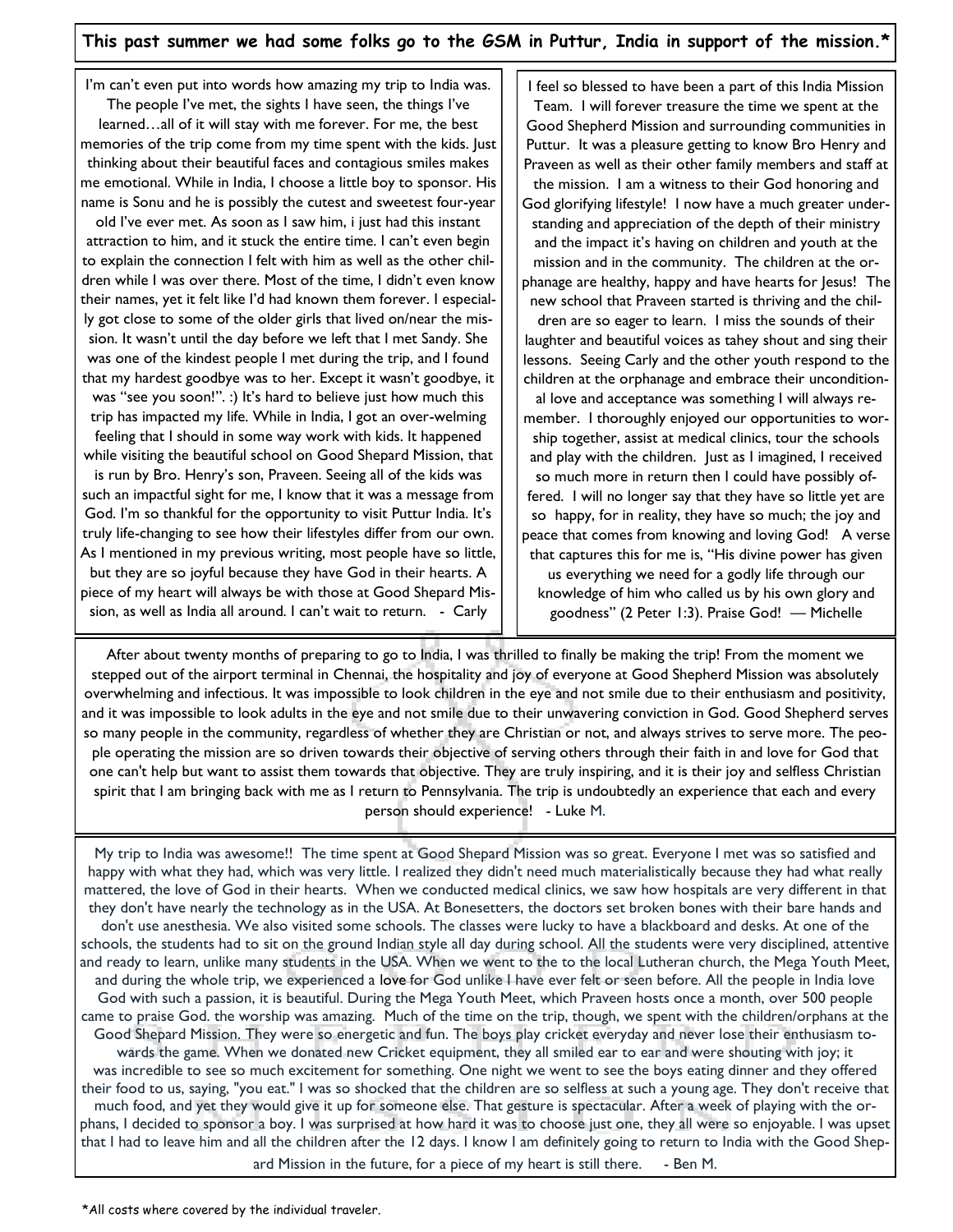**This past summer we had some folks go to the GSM in Puttur, India in support of the mission.***

I'm can't even put into words how amazing my trip to India was. The people I've met, the sights I have seen, the things I've learned…all of it will stay with me forever. For me, the best memories of the trip come from my time spent with the kids. Just thinking about their beautiful faces and contagious smiles makes me emotional. While in India, I choose a little boy to sponsor. His name is Sonu and he is possibly the cutest and sweetest four-year old I've ever met. As soon as I saw him, i just had this instant attraction to him, and it stuck the entire time. I can't even begin to explain the connection I felt with him as well as the other children while I was over there. Most of the time, I didn't even know their names, yet it felt like I'd had known them forever. I especially got close to some of the older girls that lived on/near the mission. It wasn't until the day before we left that I met Sandy. She was one of the kindest people I met during the trip, and I found that my hardest goodbye was to her. Except it wasn't goodbye, it was "see you soon!". :) It's hard to believe just how much this trip has impacted my life. While in India, I got an over-welming feeling that I should in some way work with kids. It happened while visiting the beautiful school on Good Shepard Mission, that is run by Bro. Henry's son, Praveen. Seeing all of the kids was such an impactful sight for me, I know that it was a message from God. I'm so thankful for the opportunity to visit Puttur India. It's truly life-changing to see how their lifestyles differ from our own. As I mentioned in my previous writing, most people have so little, but they are so joyful because they have God in their hearts. A piece of my heart will always be with those at Good Shepard Mission, as well as India all around. I can't wait to return. - Carly

I feel so blessed to have been a part of this India Mission Team. I will forever treasure the time we spent at the Good Shepherd Mission and surrounding communities in Puttur. It was a pleasure getting to know Bro Henry and Praveen as well as their other family members and staff at the mission. I am a witness to their God honoring and God glorifying lifestyle! I now have a much greater understanding and appreciation of the depth of their ministry and the impact it's having on children and youth at the mission and in the community. The children at the orphanage are healthy, happy and have hearts for Jesus! The new school that Praveen started is thriving and the children are so eager to learn. I miss the sounds of their laughter and beautiful voices as tahey shout and sing their lessons. Seeing Carly and the other youth respond to the children at the orphanage and embrace their unconditional love and acceptance was something I will always remember. I thoroughly enjoyed our opportunities to worship together, assist at medical clinics, tour the schools and play with the children. Just as I imagined, I received so much more in return then I could have possibly offered. I will no longer say that they have so little yet are so happy, for in reality, they have so much; the joy and peace that comes from knowing and loving God! A verse that captures this for me is, "His divine power has given us everything we need for a godly life through our knowledge of him who called us by his own glory and goodness" (2 Peter 1:3). Praise God! — Michelle

After about twenty months of preparing to go to India, I was thrilled to finally be making the trip! From the moment we stepped out of the airport terminal in Chennai, the hospitality and joy of everyone at Good Shepherd Mission was absolutely overwhelming and infectious. It was impossible to look children in the eye and not smile due to their enthusiasm and positivity, and it was impossible to look adults in the eye and not smile due to their unwavering conviction in God. Good Shepherd serves so many people in the community, regardless of whether they are Christian or not, and always strives to serve more. The people operating the mission are so driven towards their objective of serving others through their faith in and love for God that one can't help but want to assist them towards that objective. They are truly inspiring, and it is their joy and selfless Christian spirit that I am bringing back with me as I return to Pennsylvania. The trip is undoubtedly an experience that each and every person should experience! - Luke M.

My trip to India was awesome!! The time spent at Good Shepard Mission was so great. Everyone I met was so satisfied and happy with what they had, which was very little. I realized they didn't need much materialistically because they had what really mattered, the love of God in their hearts. When we conducted medical clinics, we saw how hospitals are very different in that they don't have nearly the technology as in the USA. At Bonesetters, the doctors set broken bones with their bare hands and don't use anesthesia. We also visited some schools. The classes were lucky to have a blackboard and desks. At one of the schools, the students had to sit on the ground Indian style all day during school. All the students were very disciplined, attentive and ready to learn, unlike many students in the USA. When we went to the to the local Lutheran church, the Mega Youth Meet, and during the whole trip, we experienced a love for God unlike I have ever felt or seen before. All the people in India love God with such a passion, it is beautiful. During the Mega Youth Meet, which Praveen hosts once a month, over 500 people came to praise God. the worship was amazing. Much of the time on the trip, though, we spent with the children/orphans at the Good Shepard Mission. They were so energetic and fun. The boys play cricket everyday and never lose their enthusiasm towards the game. When we donated new Cricket equipment, they all smiled ear to ear and were shouting with joy; it was incredible to see so much excitement for something. One night we went to see the boys eating dinner and they offered their food to us, saying, "you eat." I was so shocked that the children are so selfless at such a young age. They don't receive that much food, and yet they would give it up for someone else. That gesture is spectacular. After a week of playing with the orphans, I decided to sponsor a boy. I was surprised at how hard it was to choose just one, they all were so enjoyable. I was upset that I had to leave him and all the children after the 12 days. I know I am definitely going to return to India with the Good Shepard Mission in the future, for a piece of my heart is still there. - Ben M.

*All costs where covered by the individual traveler.